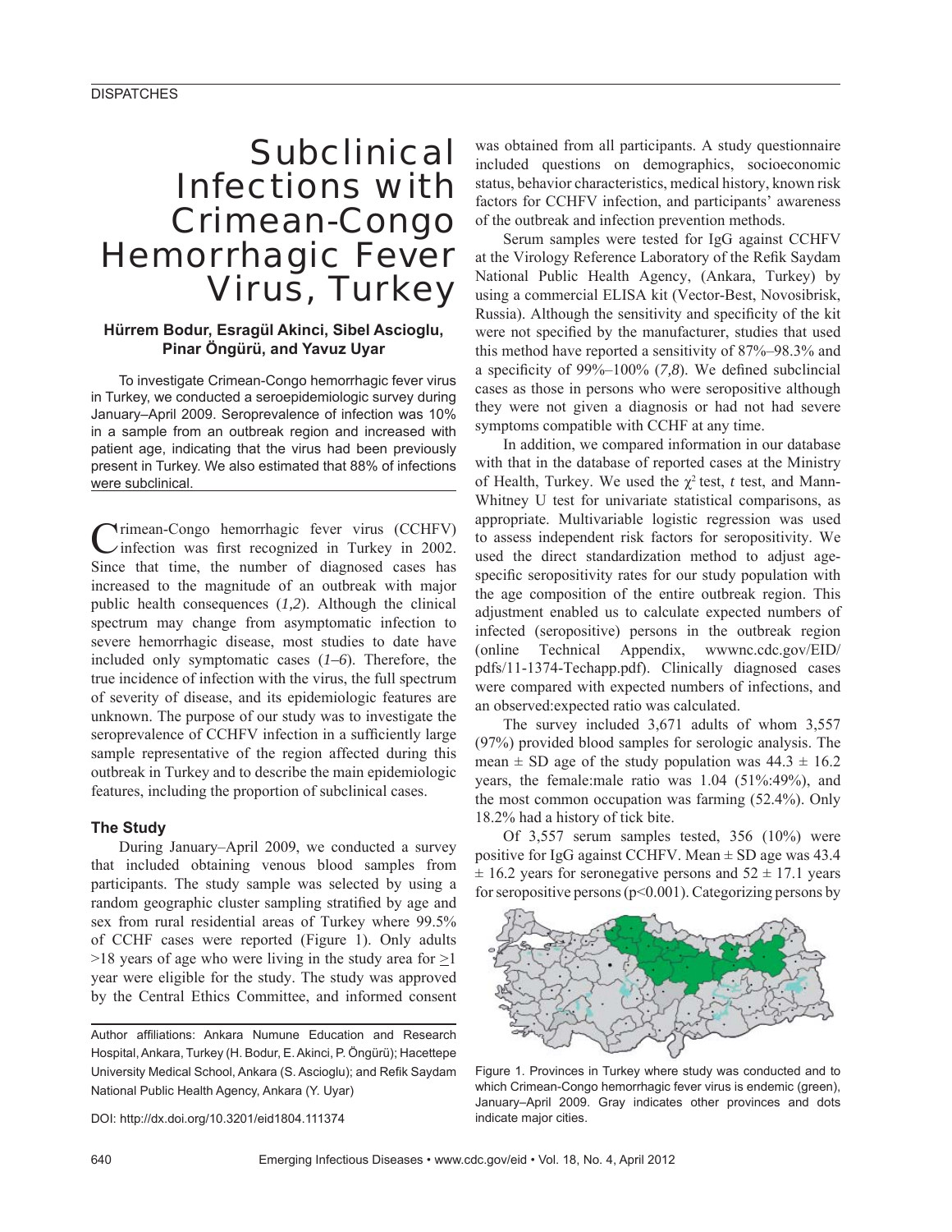DISPATCHES

# Subclinical Infections with Crimean-Congo Hemorrhagic Fever Virus, Turkey

**Hürrem Bodur, Esragül Akinci, Sibel Ascioglu, Pinar Öngürü, and Yavuz Uyar**

To investigate Crimean-Congo hemorrhagic fever virus in Turkey, we conducted a seroepidemiologic survey during January–April 2009. Seroprevalence of infection was 10% in a sample from an outbreak region and increased with patient age, indicating that the virus had been previously present in Turkey. We also estimated that 88% of infections were subclinical.

Crimean-Congo hemorrhagic fever virus (CCHFV) infection was first recognized in Turkey in 2002. Since that time, the number of diagnosed cases has increased to the magnitude of an outbreak with major public health consequences (*1,2*). Although the clinical spectrum may change from asymptomatic infection to severe hemorrhagic disease, most studies to date have included only symptomatic cases (*1–6*). Therefore, the true incidence of infection with the virus, the full spectrum of severity of disease, and its epidemiologic features are unknown. The purpose of our study was to investigate the seroprevalence of CCHFV infection in a sufficiently large sample representative of the region affected during this outbreak in Turkey and to describe the main epidemiologic features, including the proportion of subclinical cases.

## The Study

During January–April 2009, we conducted a survey that included obtaining venous blood samples from participants. The study sample was selected by using a random geographic cluster sampling stratified by age and sex from rural residential areas of Turkey where 99.5% of CCHF cases were reported (Figure 1). Only adults >18 years of age who were living in the study area for ≥1 year were eligible for the study. The study was approved by the Central Ethics Committee, and informed consent was obtained from all participants. A study questionnaire included questions on demographics, socioeconomic status, behavior characteristics, medical history, known risk factors for CCHFV infection, and participants' awareness of the outbreak and infection prevention methods.

Author affiliations: Ankara Numune Education and Research Hospital, Ankara, Turkey (H. Bodur, E. Akinci, P. Öngürü); Hacettepe University Medical School, Ankara (S. Ascioglu); and Refik Saydam National Public Health Agency, Ankara (Y. Uyar)

DOI: http://dx.doi.org/10.3201/eid1804.111374

Serum samples were tested for IgG against CCHFV at the Virology Reference Laboratory of the Refik Saydam National Public Health Agency, (Ankara, Turkey) by using a commercial ELISA kit (Vector-Best, Novosibrisk, Russia). Although the sensitivity and specificity of the kit were not specified by the manufacturer, studies that used this method have reported a sensitivity of 87%–98.3% and a specificity of 99%–100% (*7,8*). We defined subclincial cases as those in persons who were seropositive although they were not given a diagnosis or had not had severe symptoms compatible with CCHF at any time.

In addition, we compared information in our database with that in the database of reported cases at the Ministry of Health, Turkey. We used the $\chi^2$ test, *t* test, and Mann-Whitney U test for univariate statistical comparisons, as appropriate. Multivariable logistic regression was used to assess independent risk factors for seropositivity. We used the direct standardization method to adjust age-specific seropositivity rates for our study population with the age composition of the entire outbreak region. This adjustment enabled us to calculate expected numbers of infected (seropositive) persons in the outbreak region (online Technical Appendix, wwwnc.cdc.gov/EID/pdfs/11-1374-Techapp.pdf). Clinically diagnosed cases were compared with expected numbers of infections, and an observed:expected ratio was calculated.

The survey included 3,671 adults of whom 3,557 (97%) provided blood samples for serologic analysis. The mean ± SD age of the study population was 44.3 ± 16.2 years, the female:male ratio was 1.04 (51%:49%), and the most common occupation was farming (52.4%). Only 18.2% had a history of tick bite.

Of 3,557 serum samples tested, 356 (10%) were positive for IgG against CCHFV. Mean ± SD age was 43.4 ± 16.2 years for seronegative persons and 52 ± 17.1 years for seropositive persons ($p<0.001$). Categorizing persons by

Figure 1. Provinces in Turkey where study was conducted and to which Crimean-Congo hemorrhagic fever virus is endemic (green), January–April 2009. Gray indicates other provinces and dots indicate major cities.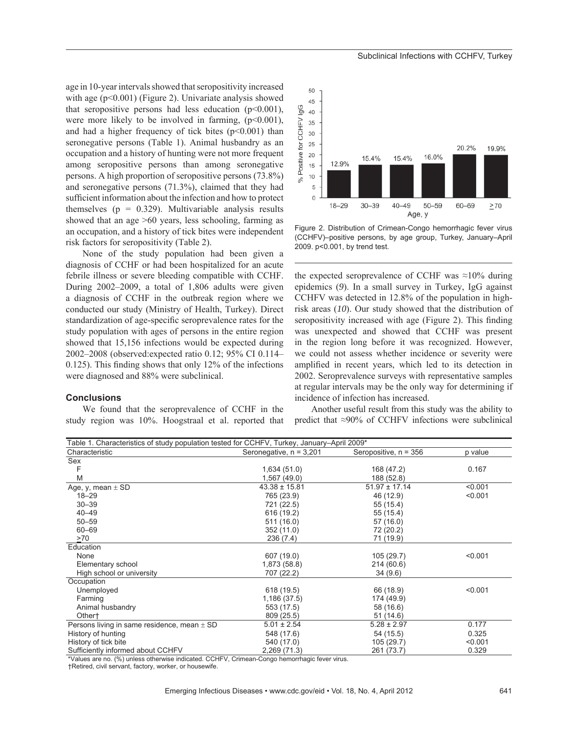age in 10-year intervals showed that seropositivity increased with age ($p<0.001$) (Figure 2). Univariate analysis showed that seropositive persons had less education ($p<0.001$), were more likely to be involved in farming, ($p<0.001$), and had a higher frequency of tick bites ($p<0.001$) than seronegative persons (Table 1). Animal husbandry as an occupation and a history of hunting were not more frequent among seropositive persons than among seronegative persons. A high proportion of seropositive persons (73.8%) and seronegative persons (71.3%), claimed that they had sufficient information about the infection and how to protect themselves ($p = 0.329$). Multivariable analysis results showed that an age >60 years, less schooling, farming as an occupation, and a history of tick bites were independent risk factors for seropositivity (Table 2).

None of the study population had been given a diagnosis of CCHF or had been hospitalized for an acute febrile illness or severe bleeding compatible with CCHF. During 2002–2009, a total of 1,806 adults were given a diagnosis of CCHF in the outbreak region where we conducted our study (Ministry of Health, Turkey). Direct standardization of age-specific seroprevalence rates for the study population with ages of persons in the entire region showed that 15,156 infections would be expected during 2002–2008 (observed:expected ratio 0.12; 95% CI 0.114–0.125). This finding shows that only 12% of the infections were diagnosed and 88% were subclinical.

## Conclusions

We found that the seroprevalence of CCHF in the study region was 10%. Hoogstraal et al. reported that the expected seroprevalence of CCHF was ≈10% during epidemics (*9*). In a small survey in Turkey, IgG against CCHFV was detected in 12.8% of the population in high-risk areas (*10*). Our study showed that the distribution of seropositivity increased with age (Figure 2). This finding was unexpected and showed that CCHF was present in the region long before it was recognized. However, we could not assess whether incidence or severity were amplified in recent years, which led to its detection in 2002. Seroprevalence surveys with representative samples at regular intervals may be the only way for determining if incidence of infection has increased.

Another useful result from this study was the ability to predict that ≈90% of CCHFV infections were subclinical

| Age, y | % Positive for CCHFV IgG |
|---|---|
| 18–29 | 12.9% |
| 30–39 | 15.4% |
| 40–49 | 15.4% |
| 50–59 | 16.0% |
| 60–69 | 20.2% |
| ≥70 | 19.9% |

Figure 2. Distribution of Crimean-Congo hemorrhagic fever virus (CCHFV)–positive persons, by age group, Turkey, January–April 2009. $p<0.001$, by trend test.

Table 1. Characteristics of study population tested for CCHFV, Turkey, January–April 2009*

| Characteristic | Seronegative, n = 3,201 | Seropositive, n = 356 | p value |
|---|---|---|---|
| Sex | | | |
| F | 1,634 (51.0) | 168 (47.2) | 0.167 |
| M | 1,567 (49.0) | 188 (52.8) | |
| Age, y, mean ± SD | 43.38 ± 15.81 | 51.97 ± 17.14 | <0.001 |
| 18–29 | 765 (23.9) | 46 (12.9) | <0.001 |
| 30–39 | 721 (22.5) | 55 (15.4) | |
| 40–49 | 616 (19.2) | 55 (15.4) | |
| 50–59 | 511 (16.0) | 57 (16.0) | |
| 60–69 | 352 (11.0) | 72 (20.2) | |
| ≥70 | 236 (7.4) | 71 (19.9) | |
| Education | | | |
| None | 607 (19.0) | 105 (29.7) | <0.001 |
| Elementary school | 1,873 (58.8) | 214 (60.6) | |
| High school or university | 707 (22.2) | 34 (9.6) | |
| Occupation | | | |
| Unemployed | 618 (19.5) | 66 (18.9) | <0.001 |
| Farming | 1,186 (37.5) | 174 (49.9) | |
| Animal husbandry | 553 (17.5) | 58 (16.6) | |
| Other† | 809 (25.5) | 51 (14.6) | |
| Persons living in same residence, mean ± SD | 5.01 ± 2.54 | 5.28 ± 2.97 | 0.177 |
| History of hunting | 548 (17.6) | 54 (15.5) | 0.325 |
| History of tick bite | 540 (17.0) | 105 (29.7) | <0.001 |
| Sufficiently informed about CCHFV | 2,269 (71.3) | 261 (73.7) | 0.329 |

*Values are no. (%) unless otherwise indicated. CCHFV, Crimean-Congo hemorrhagic fever virus.
†Retired, civil servant, factory, worker, or housewife.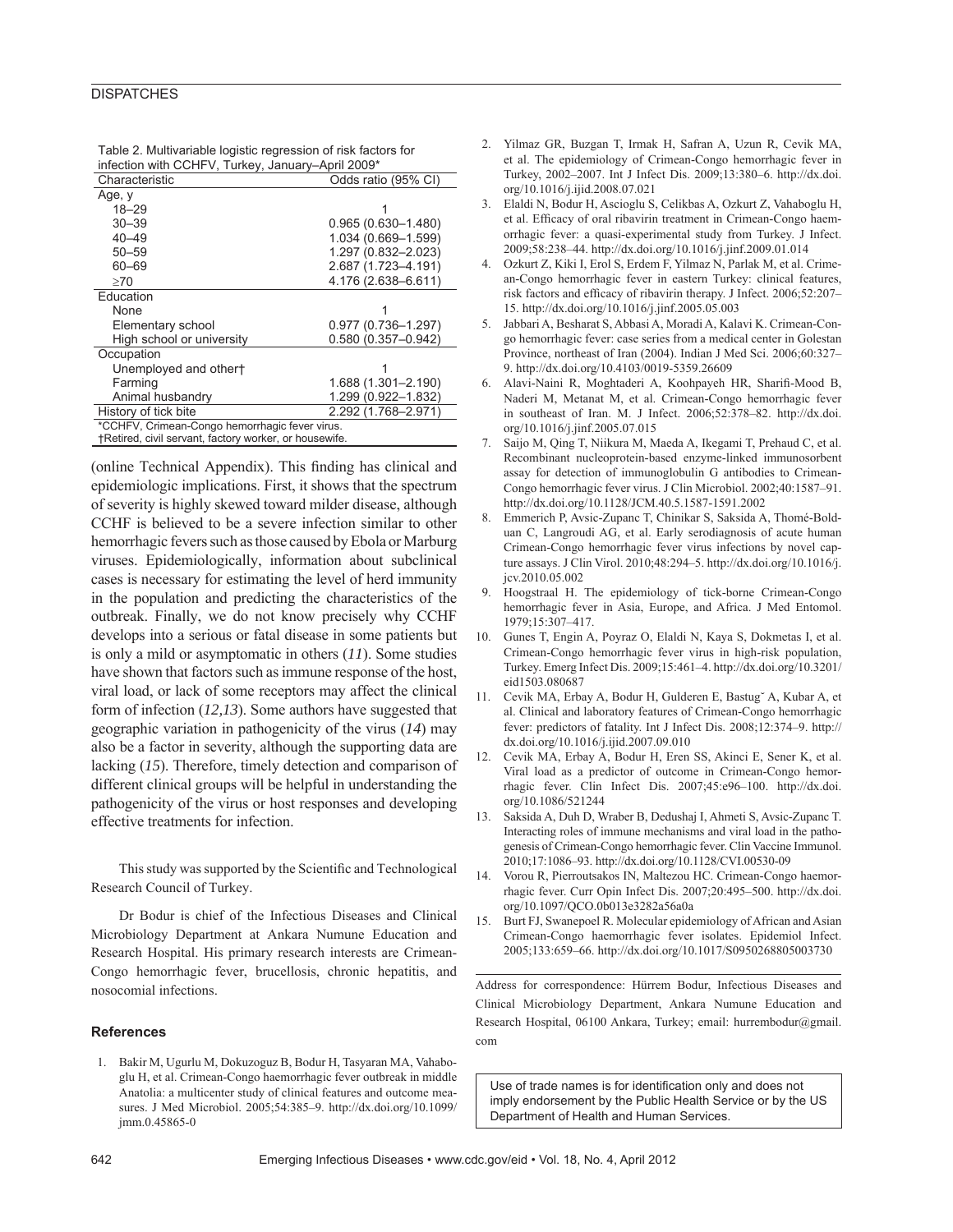Table 2. Multivariable logistic regression of risk factors for infection with CCHFV, Turkey, January–April 2009*

| Characteristic | Odds ratio (95% CI) |
|---|---|
| Age, y | |
| 18–29 | 1 |
| 30–39 | 0.965 (0.630–1.480) |
| 40–49 | 1.034 (0.669–1.599) |
| 50–59 | 1.297 (0.832–2.023) |
| 60–69 | 2.687 (1.723–4.191) |
| ≥70 | 4.176 (2.638–6.611) |
| Education | |
| None | 1 |
| Elementary school | 0.977 (0.736–1.297) |
| High school or university | 0.580 (0.357–0.942) |
| Occupation | |
| Unemployed and other† | 1 |
| Farming | 1.688 (1.301–2.190) |
| Animal husbandry | 1.299 (0.922–1.832) |
| History of tick bite | 2.292 (1.768–2.971) |

*CCHFV, Crimean-Congo hemorrhagic fever virus.
†Retired, civil servant, factory worker, or housewife.

(online Technical Appendix). This finding has clinical and epidemiologic implications. First, it shows that the spectrum of severity is highly skewed toward milder disease, although CCHF is believed to be a severe infection similar to other hemorrhagic fevers such as those caused by Ebola or Marburg viruses. Epidemiologically, information about subclinical cases is necessary for estimating the level of herd immunity in the population and predicting the characteristics of the outbreak. Finally, we do not know precisely why CCHF develops into a serious or fatal disease in some patients but is only a mild or asymptomatic in others (*11*). Some studies have shown that factors such as immune response of the host, viral load, or lack of some receptors may affect the clinical form of infection (*12,13*). Some authors have suggested that geographic variation in pathogenicity of the virus (*14*) may also be a factor in severity, although the supporting data are lacking (*15*). Therefore, timely detection and comparison of different clinical groups will be helpful in understanding the pathogenicity of the virus or host responses and developing effective treatments for infection.

This study was supported by the Scientific and Technological Research Council of Turkey.

Dr Bodur is chief of the Infectious Diseases and Clinical Microbiology Department at Ankara Numune Education and Research Hospital. His primary research interests are Crimean-Congo hemorrhagic fever, brucellosis, chronic hepatitis, and nosocomial infections.

## References

1. Bakir M, Ugurlu M, Dokuzoguz B, Bodur H, Tasyaran MA, Vahaboglu H, et al. Crimean-Congo haemorrhagic fever outbreak in middle Anatolia: a multicenter study of clinical features and outcome measures. J Med Microbiol. 2005;54:385–9. http://dx.doi.org/10.1099/jmm.0.45865-0
2. Yilmaz GR, Buzgan T, Irmak H, Safran A, Uzun R, Cevik MA, et al. The epidemiology of Crimean-Congo hemorrhagic fever in Turkey, 2002–2007. Int J Infect Dis. 2009;13:380–6. http://dx.doi.org/10.1016/j.ijid.2008.07.021
3. Elaldi N, Bodur H, Ascioglu S, Celikbas A, Ozkurt Z, Vahaboglu H, et al. Efficacy of oral ribavirin treatment in Crimean-Congo haemorrhagic fever: a quasi-experimental study from Turkey. J Infect. 2009;58:238–44. http://dx.doi.org/10.1016/j.jinf.2009.01.014
4. Ozkurt Z, Kiki I, Erol S, Erdem F, Yilmaz N, Parlak M, et al. Crimean-Congo hemorrhagic fever in eastern Turkey: clinical features, risk factors and efficacy of ribavirin therapy. J Infect. 2006;52:207–15. http://dx.doi.org/10.1016/j.jinf.2005.05.003
5. Jabbari A, Besharat S, Abbasi A, Moradi A, Kalavi K. Crimean-Congo hemorrhagic fever: case series from a medical center in Golestan Province, northeast of Iran (2004). Indian J Med Sci. 2006;60:327–9. http://dx.doi.org/10.4103/0019-5359.26609
6. Alavi-Naini R, Moghtaderi A, Koohpayeh HR, Sharifi-Mood B, Naderi M, Metanat M, et al. Crimean-Congo hemorrhagic fever in southeast of Iran. M. J Infect. 2006;52:378–82. http://dx.doi.org/10.1016/j.jinf.2005.07.015
7. Saijo M, Qing T, Niikura M, Maeda A, Ikegami T, Prehaud C, et al. Recombinant nucleoprotein-based enzyme-linked immunosorbent assay for detection of immunoglobulin G antibodies to Crimean-Congo hemorrhagic fever virus. J Clin Microbiol. 2002;40:1587–91. http://dx.doi.org/10.1128/JCM.40.5.1587-1591.2002
8. Emmerich P, Avsic-Zupanc T, Chinikar S, Saksida A, Thomé-Bolduan C, Langroudi AG, et al. Early serodiagnosis of acute human Crimean-Congo hemorrhagic fever virus infections by novel capture assays. J Clin Virol. 2010;48:294–5. http://dx.doi.org/10.1016/j.jcv.2010.05.002
9. Hoogstraal H. The epidemiology of tick-borne Crimean-Congo hemorrhagic fever in Asia, Europe, and Africa. J Med Entomol. 1979;15:307–417.
10. Gunes T, Engin A, Poyraz O, Elaldi N, Kaya S, Dokmetas I, et al. Crimean-Congo hemorrhagic fever virus in high-risk population, Turkey. Emerg Infect Dis. 2009;15:461–4. http://dx.doi.org/10.3201/eid1503.080687
11. Cevik MA, Erbay A, Bodur H, Gulderen E, Bastug˘ A, Kubar A, et al. Clinical and laboratory features of Crimean-Congo hemorrhagic fever: predictors of fatality. Int J Infect Dis. 2008;12:374–9. http://dx.doi.org/10.1016/j.ijid.2007.09.010
12. Cevik MA, Erbay A, Bodur H, Eren SS, Akinci E, Sener K, et al. Viral load as a predictor of outcome in Crimean-Congo hemorrhagic fever. Clin Infect Dis. 2007;45:e96–100. http://dx.doi.org/10.1086/521244
13. Saksida A, Duh D, Wraber B, Dedushaj I, Ahmeti S, Avsic-Zupanc T. Interacting roles of immune mechanisms and viral load in the pathogenesis of Crimean-Congo hemorrhagic fever. Clin Vaccine Immunol. 2010;17:1086–93. http://dx.doi.org/10.1128/CVI.00530-09
14. Vorou R, Pierroutsakos IN, Maltezou HC. Crimean-Congo haemorrhagic fever. Curr Opin Infect Dis. 2007;20:495–500. http://dx.doi.org/10.1097/QCO.0b013e3282a56a0a
15. Burt FJ, Swanepoel R. Molecular epidemiology of African and Asian Crimean-Congo haemorrhagic fever isolates. Epidemiol Infect. 2005;133:659–66. http://dx.doi.org/10.1017/S0950268805003730

Address for correspondence: Hürrem Bodur, Infectious Diseases and Clinical Microbiology Department, Ankara Numune Education and Research Hospital, 06100 Ankara, Turkey; email: hurrembodur@gmail.com

Use of trade names is for identification only and does not imply endorsement by the Public Health Service or by the US Department of Health and Human Services.